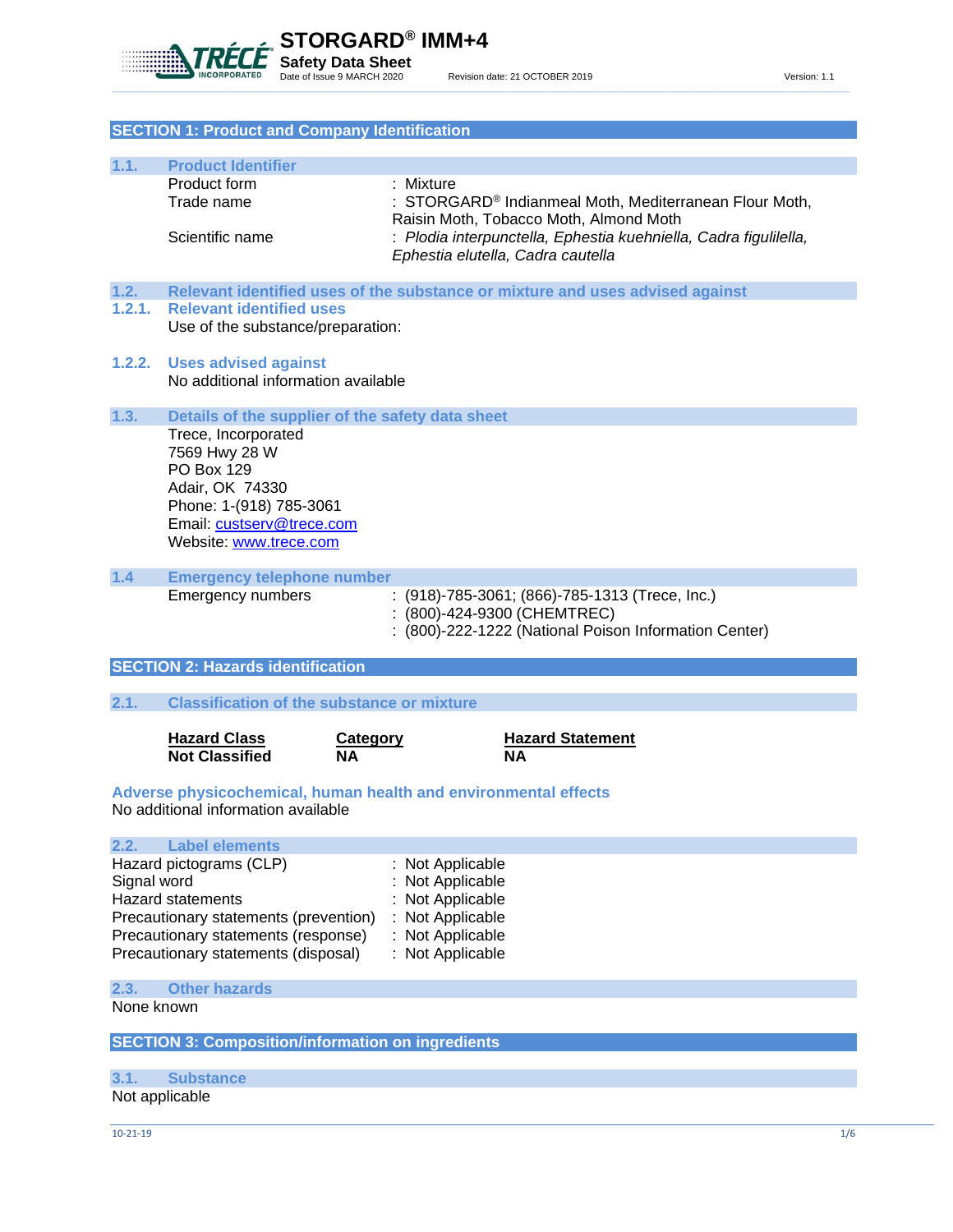# STORGARD® IMM+4

**Safety Data Sheet**

Date of Issue 9 MARCH 2020 Revision date: 21 OCTOBER 2019 Version: 1.1

## SECTION 1: Product and Company Identification

### 1.1. Product Identifier

| | |
|---|---|
| Product form | : Mixture |
| Trade name | : STORGARD® Indianmeal Moth, Mediterranean Flour Moth, Raisin Moth, Tobacco Moth, Almond Moth |
| Scientific name | : *Plodia interpunctella, Ephestia kuehniella, Cadra figulilella, Ephestia elutella, Cadra cautella* |

### 1.2. Relevant identified uses of the substance or mixture and uses advised against

#### 1.2.1. Relevant identified uses

Use of the substance/preparation:

#### 1.2.2. Uses advised against

No additional information available

### 1.3. Details of the supplier of the safety data sheet

Trece, Incorporated
7569 Hwy 28 W
PO Box 129
Adair, OK 74330
Phone: 1-(918) 785-3061
Email: custserv@trece.com
Website: www.trece.com

### 1.4 Emergency telephone number

Emergency numbers : (918)-785-3061; (866)-785-1313 (Trece, Inc.)
: (800)-424-9300 (CHEMTREC)
: (800)-222-1222 (National Poison Information Center)

## SECTION 2: Hazards identification

### 2.1. Classification of the substance or mixture

| Hazard Class | Category | Hazard Statement |
|---|---|---|
| **Not Classified** | **NA** | **NA** |

**Adverse physicochemical, human health and environmental effects**

No additional information available

### 2.2. Label elements

| | |
|---|---|
| Hazard pictograms (CLP) | : Not Applicable |
| Signal word | : Not Applicable |
| Hazard statements | : Not Applicable |
| Precautionary statements (prevention) | : Not Applicable |
| Precautionary statements (response) | : Not Applicable |
| Precautionary statements (disposal) | : Not Applicable |

### 2.3. Other hazards

None known

## SECTION 3: Composition/information on ingredients

### 3.1. Substance

Not applicable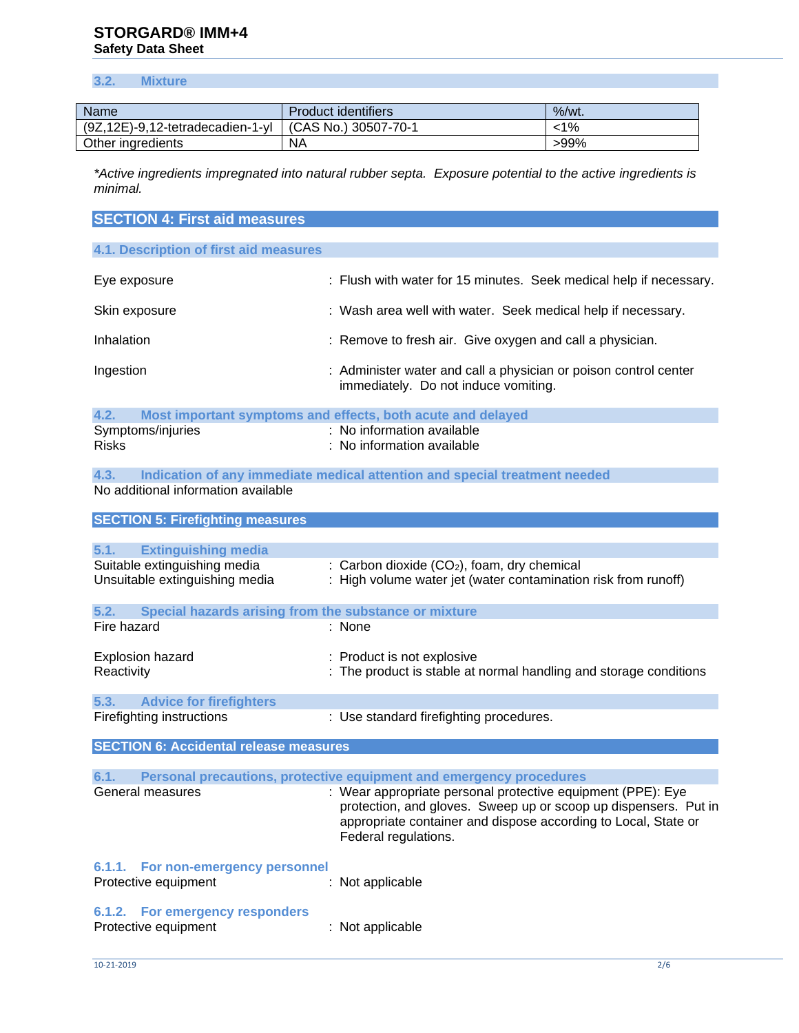### 3.2. Mixture

| Name | Product identifiers | %/wt. |
| --- | --- | --- |
| (9Z,12E)-9,12-tetradecadien-1-yl | (CAS No.) 30507-70-1 | <1% |
| Other ingredients | NA | >99% |

*\*Active ingredients impregnated into natural rubber septa. Exposure potential to the active ingredients is minimal.*

## SECTION 4: First aid measures

### 4.1. Description of first aid measures

Eye exposure : Flush with water for 15 minutes. Seek medical help if necessary.

Skin exposure : Wash area well with water. Seek medical help if necessary.

Inhalation : Remove to fresh air. Give oxygen and call a physician.

Ingestion : Administer water and call a physician or poison control center immediately. Do not induce vomiting.

### 4.2. Most important symptoms and effects, both acute and delayed

Symptoms/injuries : No information available

Risks : No information available

### 4.3. Indication of any immediate medical attention and special treatment needed

No additional information available

## SECTION 5: Firefighting measures

### 5.1. Extinguishing media

Suitable extinguishing media : Carbon dioxide ($CO_2$), foam, dry chemical

Unsuitable extinguishing media : High volume water jet (water contamination risk from runoff)

### 5.2. Special hazards arising from the substance or mixture

Fire hazard : None

Explosion hazard : Product is not explosive

Reactivity : The product is stable at normal handling and storage conditions

### 5.3. Advice for firefighters

Firefighting instructions : Use standard firefighting procedures.

## SECTION 6: Accidental release measures

### 6.1. Personal precautions, protective equipment and emergency procedures

General measures : Wear appropriate personal protective equipment (PPE): Eye protection, and gloves. Sweep up or scoop up dispensers. Put in appropriate container and dispose according to Local, State or Federal regulations.

#### 6.1.1. For non-emergency personnel

Protective equipment : Not applicable

#### 6.1.2. For emergency responders

Protective equipment : Not applicable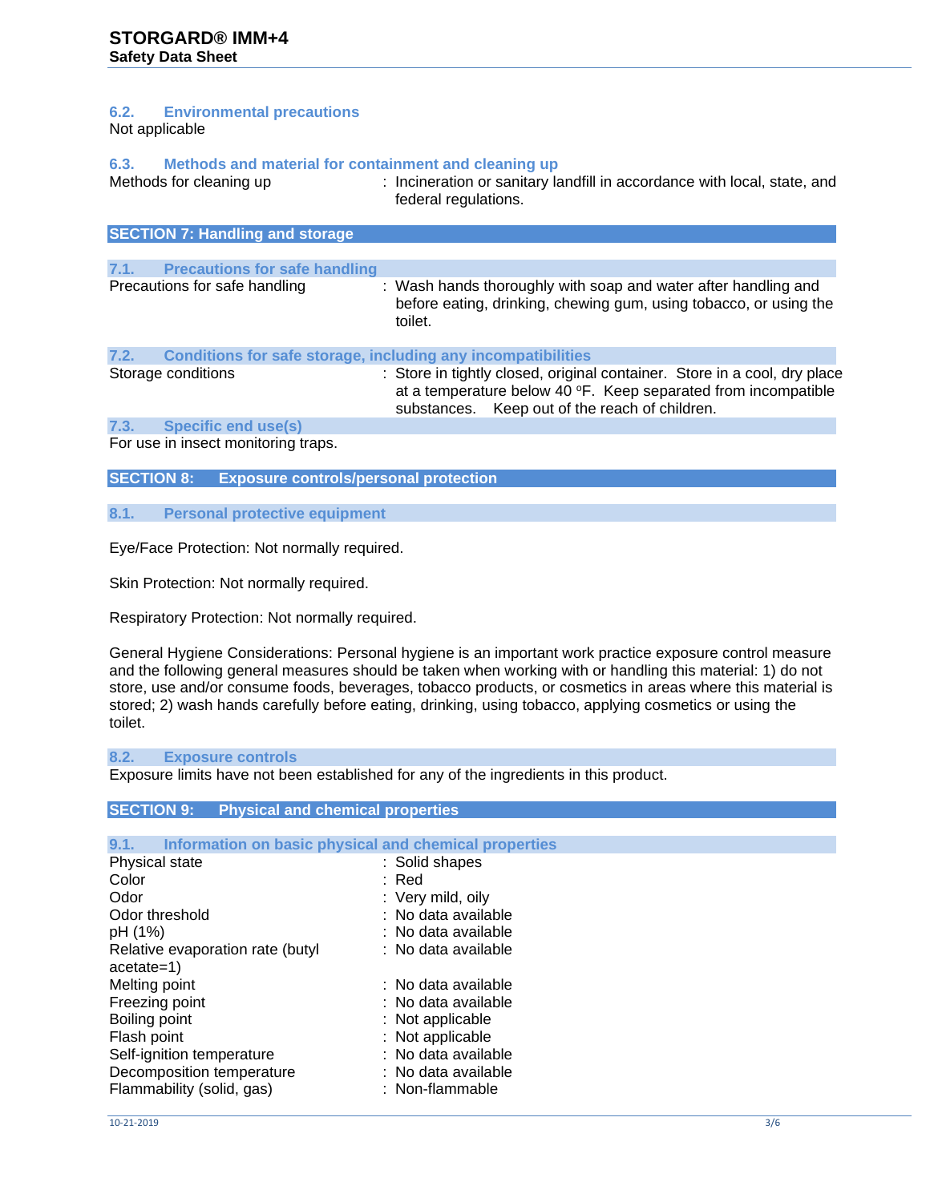### 6.2. Environmental precautions

Not applicable

### 6.3. Methods and material for containment and cleaning up

Methods for cleaning up : Incineration or sanitary landfill in accordance with local, state, and federal regulations.

## SECTION 7: Handling and storage

### 7.1. Precautions for safe handling

Precautions for safe handling : Wash hands thoroughly with soap and water after handling and before eating, drinking, chewing gum, using tobacco, or using the toilet.

### 7.2. Conditions for safe storage, including any incompatibilities

Storage conditions : Store in tightly closed, original container. Store in a cool, dry place at a temperature below 40 ºF. Keep separated from incompatible substances. Keep out of the reach of children.

### 7.3. Specific end use(s)

For use in insect monitoring traps.

## SECTION 8: Exposure controls/personal protection

### 8.1. Personal protective equipment

Eye/Face Protection: Not normally required.

Skin Protection: Not normally required.

Respiratory Protection: Not normally required.

General Hygiene Considerations: Personal hygiene is an important work practice exposure control measure and the following general measures should be taken when working with or handling this material: 1) do not store, use and/or consume foods, beverages, tobacco products, or cosmetics in areas where this material is stored; 2) wash hands carefully before eating, drinking, using tobacco, applying cosmetics or using the toilet.

### 8.2. Exposure controls

Exposure limits have not been established for any of the ingredients in this product.

## SECTION 9: Physical and chemical properties

### 9.1. Information on basic physical and chemical properties

| Property | Value |
|---|---|
| Physical state | Solid shapes |
| Color | Red |
| Odor | Very mild, oily |
| Odor threshold | No data available |
| pH (1%) | No data available |
| Relative evaporation rate (butyl acetate=1) | No data available |
| Melting point | No data available |
| Freezing point | No data available |
| Boiling point | Not applicable |
| Flash point | Not applicable |
| Self-ignition temperature | No data available |
| Decomposition temperature | No data available |
| Flammability (solid, gas) | Non-flammable |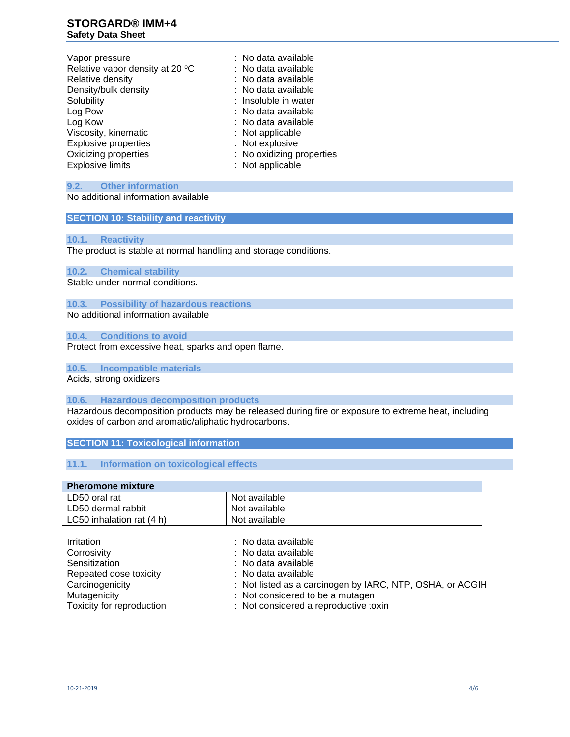| | |
|---|---|
| Vapor pressure | : No data available |
| Relative vapor density at 20 °C | : No data available |
| Relative density | : No data available |
| Density/bulk density | : No data available |
| Solubility | : Insoluble in water |
| Log Pow | : No data available |
| Log Kow | : No data available |
| Viscosity, kinematic | : Not applicable |
| Explosive properties | : Not explosive |
| Oxidizing properties | : No oxidizing properties |
| Explosive limits | : Not applicable |

### 9.2. Other information

No additional information available

## SECTION 10: Stability and reactivity

### 10.1. Reactivity

The product is stable at normal handling and storage conditions.

### 10.2. Chemical stability

Stable under normal conditions.

### 10.3. Possibility of hazardous reactions

No additional information available

### 10.4. Conditions to avoid

Protect from excessive heat, sparks and open flame.

### 10.5. Incompatible materials

Acids, strong oxidizers

### 10.6. Hazardous decomposition products

Hazardous decomposition products may be released during fire or exposure to extreme heat, including oxides of carbon and aromatic/aliphatic hydrocarbons.

## SECTION 11: Toxicological information

### 11.1. Information on toxicological effects

| **Pheromone mixture** | |
|---|---|
| LD50 oral rat | Not available |
| LD50 dermal rabbit | Not available |
| LC50 inhalation rat (4 h) | Not available |

| | |
|---|---|
| Irritation | : No data available |
| Corrosivity | : No data available |
| Sensitization | : No data available |
| Repeated dose toxicity | : No data available |
| Carcinogenicity | : Not listed as a carcinogen by IARC, NTP, OSHA, or ACGIH |
| Mutagenicity | : Not considered to be a mutagen |
| Toxicity for reproduction | : Not considered a reproductive toxin |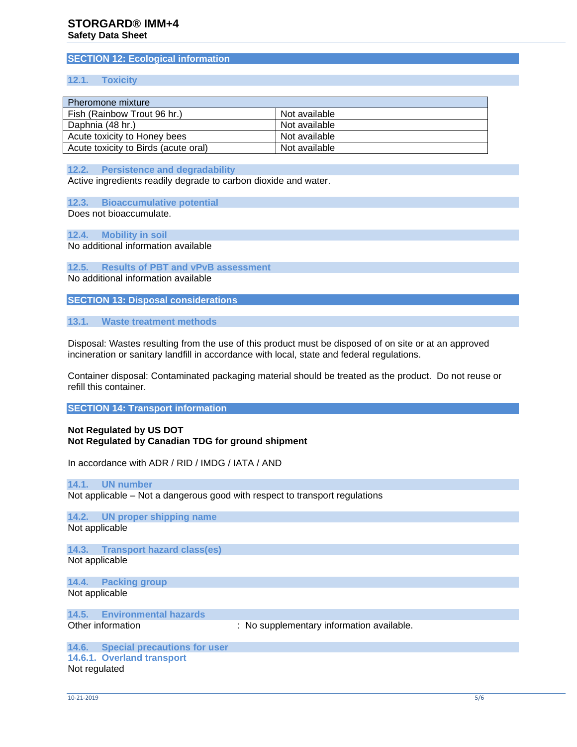## SECTION 12: Ecological information

### 12.1. Toxicity

| Pheromone mixture | |
|---|---|
| Fish (Rainbow Trout 96 hr.) | Not available |
| Daphnia (48 hr.) | Not available |
| Acute toxicity to Honey bees | Not available |
| Acute toxicity to Birds (acute oral) | Not available |

### 12.2. Persistence and degradability

Active ingredients readily degrade to carbon dioxide and water.

### 12.3. Bioaccumulative potential

Does not bioaccumulate.

### 12.4. Mobility in soil

No additional information available

### 12.5. Results of PBT and vPvB assessment

No additional information available

## SECTION 13: Disposal considerations

### 13.1. Waste treatment methods

Disposal: Wastes resulting from the use of this product must be disposed of on site or at an approved incineration or sanitary landfill in accordance with local, state and federal regulations.

Container disposal: Contaminated packaging material should be treated as the product. Do not reuse or refill this container.

## SECTION 14: Transport information

**Not Regulated by US DOT**
**Not Regulated by Canadian TDG for ground shipment**

In accordance with ADR / RID / IMDG / IATA / AND

### 14.1. UN number

Not applicable – Not a dangerous good with respect to transport regulations

### 14.2. UN proper shipping name

Not applicable

### 14.3. Transport hazard class(es)

Not applicable

### 14.4. Packing group

Not applicable

### 14.5. Environmental hazards

Other information : No supplementary information available.

### 14.6. Special precautions for user

#### 14.6.1. Overland transport

Not regulated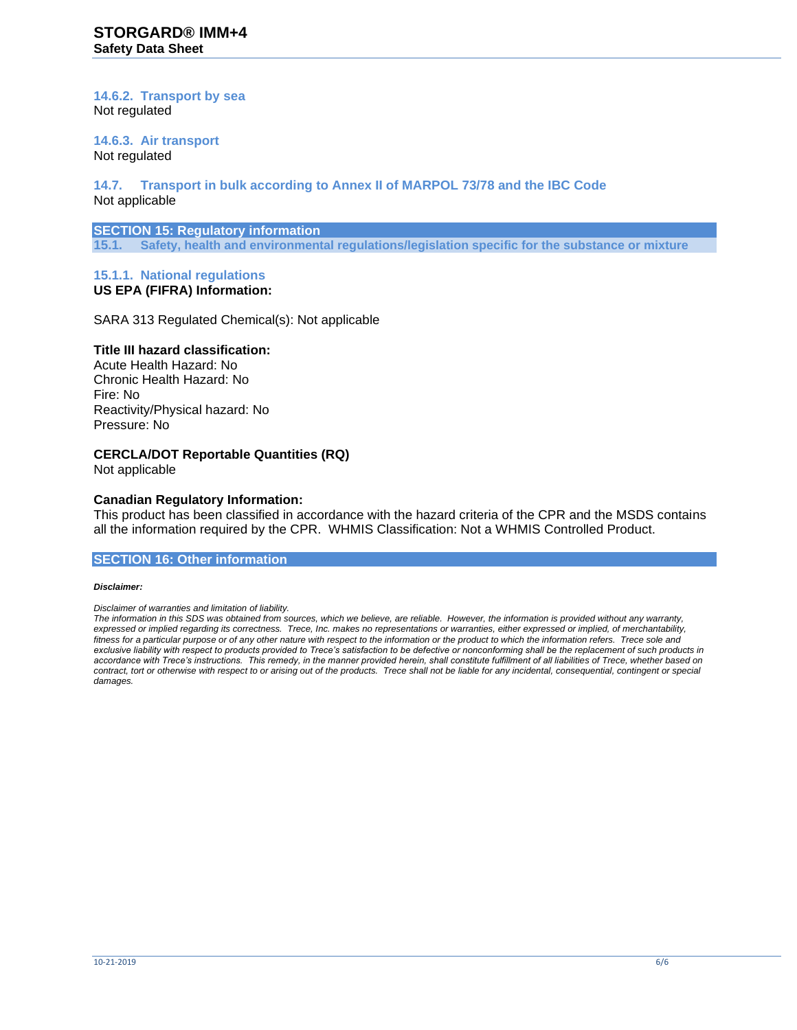#### 14.6.2. Transport by sea
Not regulated

#### 14.6.3. Air transport
Not regulated

### 14.7. Transport in bulk according to Annex II of MARPOL 73/78 and the IBC Code
Not applicable

## SECTION 15: Regulatory information

### 15.1. Safety, health and environmental regulations/legislation specific for the substance or mixture

#### 15.1.1. National regulations

**US EPA (FIFRA) Information:**

SARA 313 Regulated Chemical(s): Not applicable

**Title III hazard classification:**
Acute Health Hazard: No
Chronic Health Hazard: No
Fire: No
Reactivity/Physical hazard: No
Pressure: No

**CERCLA/DOT Reportable Quantities (RQ)**
Not applicable

**Canadian Regulatory Information:**
This product has been classified in accordance with the hazard criteria of the CPR and the MSDS contains all the information required by the CPR. WHMIS Classification: Not a WHMIS Controlled Product.

## SECTION 16: Other information

***Disclaimer:***

*Disclaimer of warranties and limitation of liability.*
*The information in this SDS was obtained from sources, which we believe, are reliable. However, the information is provided without any warranty, expressed or implied regarding its correctness. Trece, Inc. makes no representations or warranties, either expressed or implied, of merchantability, fitness for a particular purpose or of any other nature with respect to the information or the product to which the information refers. Trece sole and exclusive liability with respect to products provided to Trece's satisfaction to be defective or nonconforming shall be the replacement of such products in accordance with Trece's instructions. This remedy, in the manner provided herein, shall constitute fulfillment of all liabilities of Trece, whether based on contract, tort or otherwise with respect to or arising out of the products. Trece shall not be liable for any incidental, consequential, contingent or special damages.*